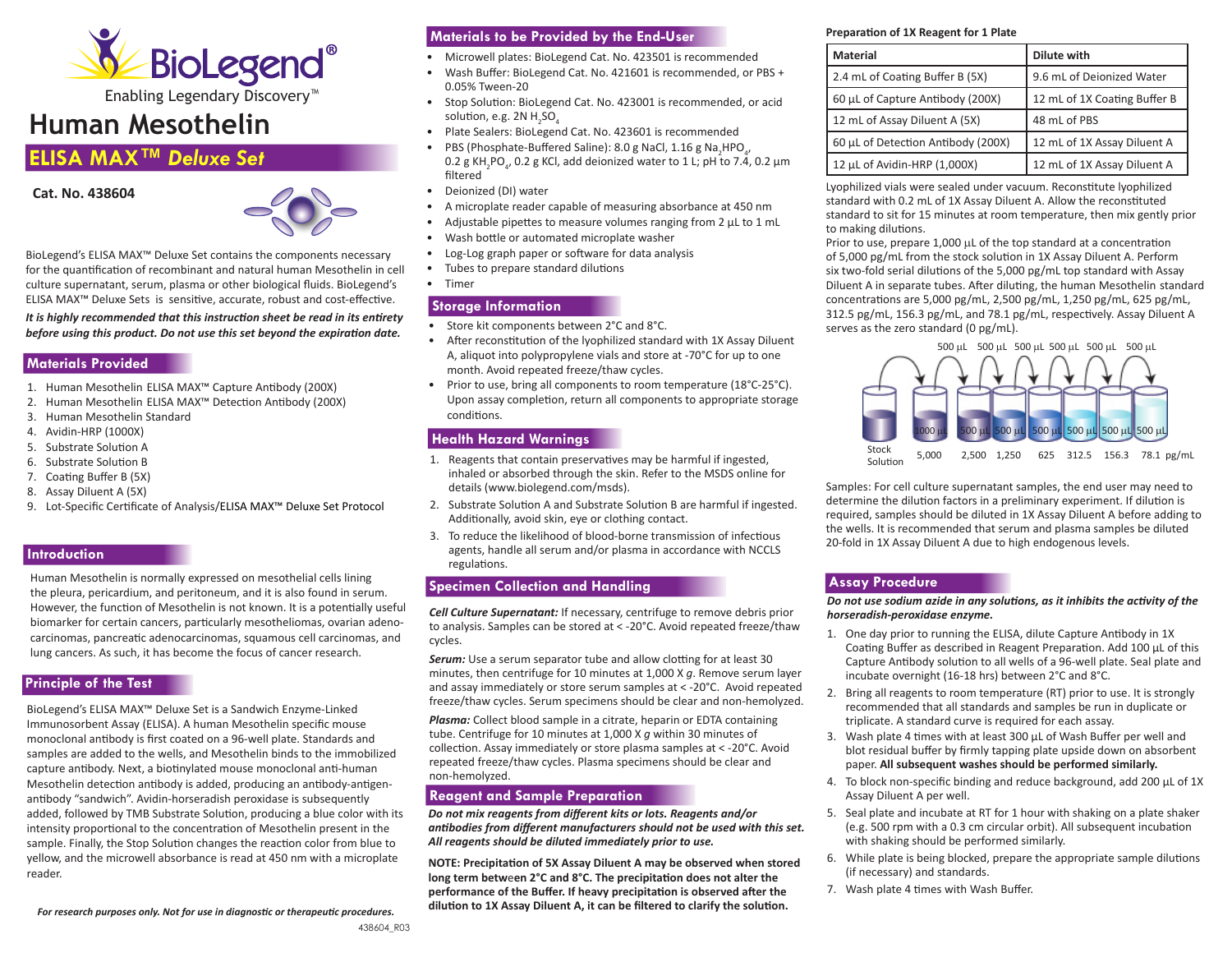# Human Mesothelin

## ELISA MAX™ *Deluxe Set*

**Cat. No. 438604**

BioLegend's ELISA MAX™ Deluxe Set contains the components necessary for the quantification of recombinant and natural human Mesothelin in cell culture supernatant, serum, plasma or other biological fluids. BioLegend's ELISA MAX™ Deluxe Sets is sensitive, accurate, robust and cost-effective.

***It is highly recommended that this instruction sheet be read in its entirety before using this product. Do not use this set beyond the expiration date.***

## Materials Provided

1. Human Mesothelin ELISA MAX™ Capture Antibody (200X)
2. Human Mesothelin ELISA MAX™ Detection Antibody (200X)
3. Human Mesothelin Standard
4. Avidin-HRP (1000X)
5. Substrate Solution A
6. Substrate Solution B
7. Coating Buffer B (5X)
8. Assay Diluent A (5X)
9. Lot-Specific Certificate of Analysis/ELISA MAX™ Deluxe Set Protocol

## Introduction

Human Mesothelin is normally expressed on mesothelial cells lining the pleura, pericardium, and peritoneum, and it is also found in serum. However, the function of Mesothelin is not known. It is a potentially useful biomarker for certain cancers, particularly mesotheliomas, ovarian adeno-carcinomas, pancreatic adenocarcinomas, squamous cell carcinomas, and lung cancers. As such, it has become the focus of cancer research.

## Principle of the Test

BioLegend's ELISA MAX™ Deluxe Set is a Sandwich Enzyme-Linked Immunosorbent Assay (ELISA). A human Mesothelin specific mouse monoclonal antibody is first coated on a 96-well plate. Standards and samples are added to the wells, and Mesothelin binds to the immobilized capture antibody. Next, a biotinylated mouse monoclonal anti-human Mesothelin detection antibody is added, producing an antibody-antigen-antibody "sandwich". Avidin-horseradish peroxidase is subsequently added, followed by TMB Substrate Solution, producing a blue color with its intensity proportional to the concentration of Mesothelin present in the sample. Finally, the Stop Solution changes the reaction color from blue to yellow, and the microwell absorbance is read at 450 nm with a microplate reader.

*For research purposes only. Not for use in diagnostic or therapeutic procedures.*

## Materials to be Provided by the End-User

- Microwell plates: BioLegend Cat. No. 423501 is recommended
- Wash Buffer: BioLegend Cat. No. 421601 is recommended, or PBS + 0.05% Tween-20
- Stop Solution: BioLegend Cat. No. 423001 is recommended, or acid solution, e.g. 2N $H_2SO_4$
- Plate Sealers: BioLegend Cat. No. 423601 is recommended
- PBS (Phosphate-Buffered Saline): 8.0 g NaCl, 1.16 g $Na_2HPO_4$, 0.2 g $KH_2PO_4$, 0.2 g KCl, add deionized water to 1 L; pH to 7.4, 0.2 µm filtered
- Deionized (DI) water
- A microplate reader capable of measuring absorbance at 450 nm
- Adjustable pipettes to measure volumes ranging from 2 µL to 1 mL
- Wash bottle or automated microplate washer
- Log-Log graph paper or software for data analysis
- Tubes to prepare standard dilutions
- Timer

## Storage Information

- Store kit components between 2°C and 8°C.
- After reconstitution of the lyophilized standard with 1X Assay Diluent A, aliquot into polypropylene vials and store at -70°C for up to one month. Avoid repeated freeze/thaw cycles.
- Prior to use, bring all components to room temperature (18°C-25°C). Upon assay completion, return all components to appropriate storage conditions.

## Health Hazard Warnings

1. Reagents that contain preservatives may be harmful if ingested, inhaled or absorbed through the skin. Refer to the MSDS online for details (www.biolegend.com/msds).
2. Substrate Solution A and Substrate Solution B are harmful if ingested. Additionally, avoid skin, eye or clothing contact.
3. To reduce the likelihood of blood-borne transmission of infectious agents, handle all serum and/or plasma in accordance with NCCLS regulations.

## Specimen Collection and Handling

***Cell Culture Supernatant:*** If necessary, centrifuge to remove debris prior to analysis. Samples can be stored at < -20°C. Avoid repeated freeze/thaw cycles.

***Serum:*** Use a serum separator tube and allow clotting for at least 30 minutes, then centrifuge for 10 minutes at 1,000 X *g*. Remove serum layer and assay immediately or store serum samples at < -20°C. Avoid repeated freeze/thaw cycles. Serum specimens should be clear and non-hemolyzed.

***Plasma:*** Collect blood sample in a citrate, heparin or EDTA containing tube. Centrifuge for 10 minutes at 1,000 X *g* within 30 minutes of collection. Assay immediately or store plasma samples at < -20°C. Avoid repeated freeze/thaw cycles. Plasma specimens should be clear and non-hemolyzed.

## Reagent and Sample Preparation

***Do not mix reagents from different kits or lots. Reagents and/or antibodies from different manufacturers should not be used with this set. All reagents should be diluted immediately prior to use.***

**NOTE: Precipitation of 5X Assay Diluent A may be observed when stored long term between 2°C and 8°C. The precipitation does not alter the performance of the Buffer. If heavy precipitation is observed after the dilution to 1X Assay Diluent A, it can be filtered to clarify the solution.**

**Preparation of 1X Reagent for 1 Plate**

| Material | Dilute with |
|---|---|
| 2.4 mL of Coating Buffer B (5X) | 9.6 mL of Deionized Water |
| 60 µL of Capture Antibody (200X) | 12 mL of 1X Coating Buffer B |
| 12 mL of Assay Diluent A (5X) | 48 mL of PBS |
| 60 µL of Detection Antibody (200X) | 12 mL of 1X Assay Diluent A |
| 12 µL of Avidin-HRP (1,000X) | 12 mL of 1X Assay Diluent A |

Lyophilized vials were sealed under vacuum. Reconstitute lyophilized standard with 0.2 mL of 1X Assay Diluent A. Allow the reconstituted standard to sit for 15 minutes at room temperature, then mix gently prior to making dilutions.

Prior to use, prepare 1,000 µL of the top standard at a concentration of 5,000 pg/mL from the stock solution in 1X Assay Diluent A. Perform six two-fold serial dilutions of the 5,000 pg/mL top standard with Assay Diluent A in separate tubes. After diluting, the human Mesothelin standard concentrations are 5,000 pg/mL, 2,500 pg/mL, 1,250 pg/mL, 625 pg/mL, 312.5 pg/mL, 156.3 pg/mL, and 78.1 pg/mL, respectively. Assay Diluent A serves as the zero standard (0 pg/mL).

500 µL 500 µL 500 µL 500 µL 500 µL 500 µL

Stock Solution | 1000 µL: 5,000 | 500 µL: 2,500 | 500 µL: 1,250 | 500 µL: 625 | 500 µL: 312.5 | 500 µL: 156.3 | 500 µL: 78.1 pg/mL

Samples: For cell culture supernatant samples, the end user may need to determine the dilution factors in a preliminary experiment. If dilution is required, samples should be diluted in 1X Assay Diluent A before adding to the wells. It is recommended that serum and plasma samples be diluted 20-fold in 1X Assay Diluent A due to high endogenous levels.

## Assay Procedure

***Do not use sodium azide in any solutions, as it inhibits the activity of the horseradish-peroxidase enzyme.***

1. One day prior to running the ELISA, dilute Capture Antibody in 1X Coating Buffer as described in Reagent Preparation. Add 100 µL of this Capture Antibody solution to all wells of a 96-well plate. Seal plate and incubate overnight (16-18 hrs) between 2°C and 8°C.
2. Bring all reagents to room temperature (RT) prior to use. It is strongly recommended that all standards and samples be run in duplicate or triplicate. A standard curve is required for each assay.
3. Wash plate 4 times with at least 300 µL of Wash Buffer per well and blot residual buffer by firmly tapping plate upside down on absorbent paper. **All subsequent washes should be performed similarly.**
4. To block non-specific binding and reduce background, add 200 µL of 1X Assay Diluent A per well.
5. Seal plate and incubate at RT for 1 hour with shaking on a plate shaker (e.g. 500 rpm with a 0.3 cm circular orbit). All subsequent incubation with shaking should be performed similarly.
6. While plate is being blocked, prepare the appropriate sample dilutions (if necessary) and standards.
7. Wash plate 4 times with Wash Buffer.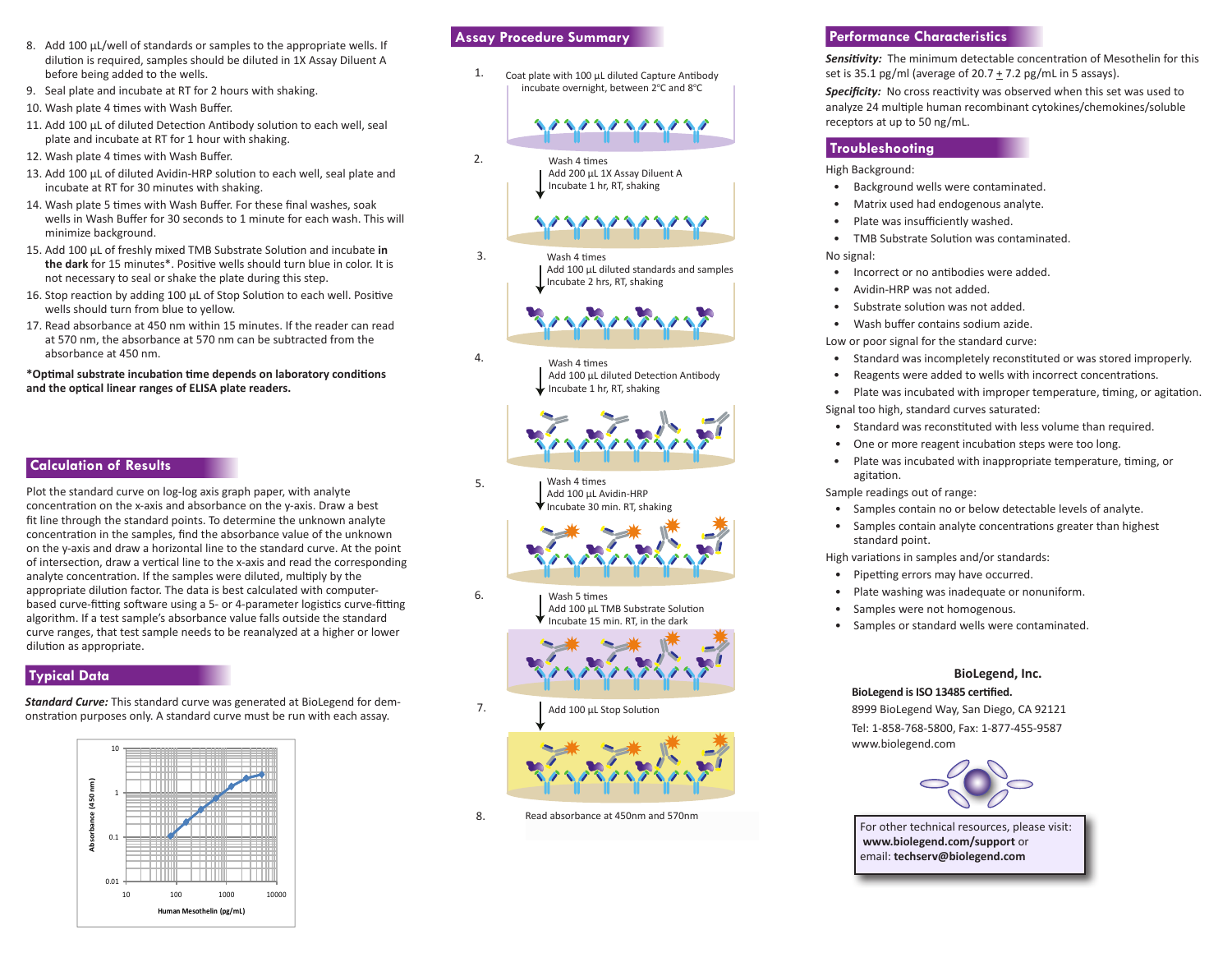8. Add 100 µL/well of standards or samples to the appropriate wells. If dilution is required, samples should be diluted in 1X Assay Diluent A before being added to the wells.
9. Seal plate and incubate at RT for 2 hours with shaking.
10. Wash plate 4 times with Wash Buffer.
11. Add 100 µL of diluted Detection Antibody solution to each well, seal plate and incubate at RT for 1 hour with shaking.
12. Wash plate 4 times with Wash Buffer.
13. Add 100 µL of diluted Avidin-HRP solution to each well, seal plate and incubate at RT for 30 minutes with shaking.
14. Wash plate 5 times with Wash Buffer. For these final washes, soak wells in Wash Buffer for 30 seconds to 1 minute for each wash. This will minimize background.
15. Add 100 µL of freshly mixed TMB Substrate Solution and incubate **in the dark** for 15 minutes*. Positive wells should turn blue in color. It is not necessary to seal or shake the plate during this step.
16. Stop reaction by adding 100 µL of Stop Solution to each well. Positive wells should turn from blue to yellow.
17. Read absorbance at 450 nm within 15 minutes. If the reader can read at 570 nm, the absorbance at 570 nm can be subtracted from the absorbance at 450 nm.

**\*Optimal substrate incubation time depends on laboratory conditions and the optical linear ranges of ELISA plate readers.**

## Calculation of Results

Plot the standard curve on log-log axis graph paper, with analyte concentration on the x-axis and absorbance on the y-axis. Draw a best fit line through the standard points. To determine the unknown analyte concentration in the samples, find the absorbance value of the unknown on the y-axis and draw a horizontal line to the standard curve. At the point of intersection, draw a vertical line to the x-axis and read the corresponding analyte concentration. If the samples were diluted, multiply by the appropriate dilution factor. The data is best calculated with computer-based curve-fitting software using a 5- or 4-parameter logistics curve-fitting algorithm. If a test sample's absorbance value falls outside the standard curve ranges, that test sample needs to be reanalyzed at a higher or lower dilution as appropriate.

## Typical Data

***Standard Curve:*** This standard curve was generated at BioLegend for demonstration purposes only. A standard curve must be run with each assay.

Absorbance (450 nm)
10
1
0.1
0.01
10
100
1000
10000
Human Mesothelin (pg/mL)

## Assay Procedure Summary

1. Coat plate with 100 µL diluted Capture Antibody incubate overnight, between 2°C and 8°C
2. Wash 4 times
   Add 200 µL 1X Assay Diluent A
   Incubate 1 hr, RT, shaking
3. Wash 4 times
   Add 100 µL diluted standards and samples
   Incubate 2 hrs, RT, shaking
4. Wash 4 times
   Add 100 µL diluted Detection Antibody
   Incubate 1 hr, RT, shaking
5. Wash 4 times
   Add 100 µL Avidin-HRP
   Incubate 30 min. RT, shaking
6. Wash 5 times
   Add 100 µL TMB Substrate Solution
   Incubate 15 min. RT, in the dark
7. Add 100 µL Stop Solution
8. Read absorbance at 450nm and 570nm

## Performance Characteristics

***Sensitivity:*** The minimum detectable concentration of Mesothelin for this set is 35.1 pg/ml (average of 20.7 ± 7.2 pg/mL in 5 assays).

***Specificity:*** No cross reactivity was observed when this set was used to analyze 24 multiple human recombinant cytokines/chemokines/soluble receptors at up to 50 ng/mL.

## Troubleshooting

High Background:
- Background wells were contaminated.
- Matrix used had endogenous analyte.
- Plate was insufficiently washed.
- TMB Substrate Solution was contaminated.

No signal:
- Incorrect or no antibodies were added.
- Avidin-HRP was not added.
- Substrate solution was not added.
- Wash buffer contains sodium azide.

Low or poor signal for the standard curve:
- Standard was incompletely reconstituted or was stored improperly.
- Reagents were added to wells with incorrect concentrations.
- Plate was incubated with improper temperature, timing, or agitation.

Signal too high, standard curves saturated:
- Standard was reconstituted with less volume than required.
- One or more reagent incubation steps were too long.
- Plate was incubated with inappropriate temperature, timing, or agitation.

Sample readings out of range:
- Samples contain no or below detectable levels of analyte.
- Samples contain analyte concentrations greater than highest standard point.

High variations in samples and/or standards:
- Pipetting errors may have occurred.
- Plate washing was inadequate or nonuniform.
- Samples were not homogenous.
- Samples or standard wells were contaminated.

**BioLegend, Inc.**

**BioLegend is ISO 13485 certified.**

8999 BioLegend Way, San Diego, CA 92121

Tel: 1-858-768-5800, Fax: 1-877-455-9587

www.biolegend.com

For other technical resources, please visit: **www.biolegend.com/support** or email: **techserv@biolegend.com**